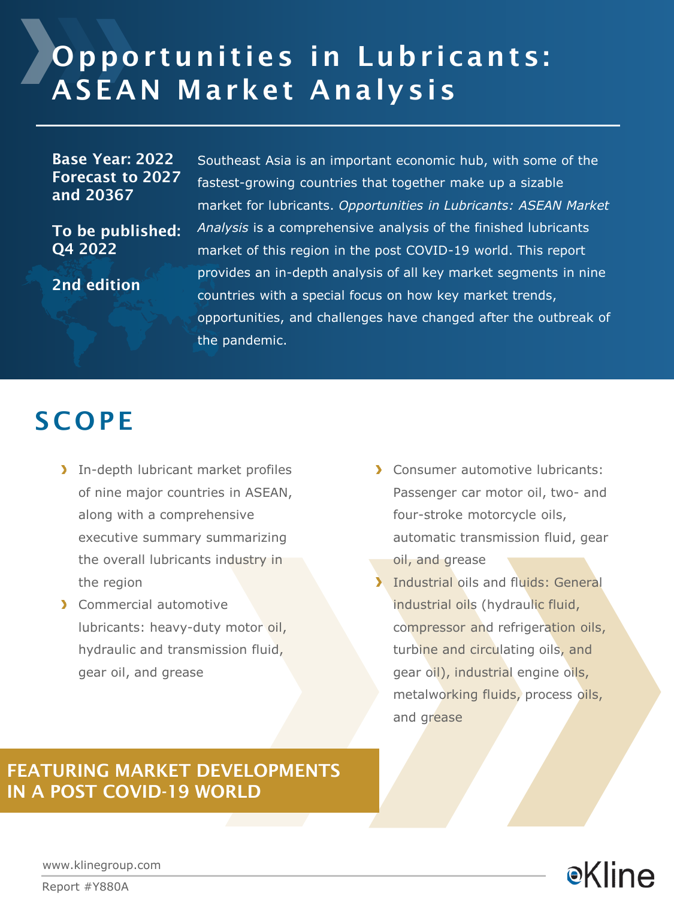# Opportunities in Lubricants: ASEAN Market Analysis

**Base Year: 2022**
**Forecast to 2027 and 20367**

**To be published: Q4 2022**

**2nd edition**

Southeast Asia is an important economic hub, with some of the fastest-growing countries that together make up a sizable market for lubricants. *Opportunities in Lubricants: ASEAN Market Analysis* is a comprehensive analysis of the finished lubricants market of this region in the post COVID-19 world. This report provides an in-depth analysis of all key market segments in nine countries with a special focus on how key market trends, opportunities, and challenges have changed after the outbreak of the pandemic.

## SCOPE

- In-depth lubricant market profiles of nine major countries in ASEAN, along with a comprehensive executive summary summarizing the overall lubricants industry in the region
- Commercial automotive lubricants: heavy-duty motor oil, hydraulic and transmission fluid, gear oil, and grease
- Consumer automotive lubricants: Passenger car motor oil, two- and four-stroke motorcycle oils, automatic transmission fluid, gear oil, and grease
- Industrial oils and fluids: General industrial oils (hydraulic fluid, compressor and refrigeration oils, turbine and circulating oils, and gear oil), industrial engine oils, metalworking fluids, process oils, and grease

**FEATURING MARKET DEVELOPMENTS IN A POST COVID-19 WORLD**

www.klinegroup.com

Report #Y880A

Kline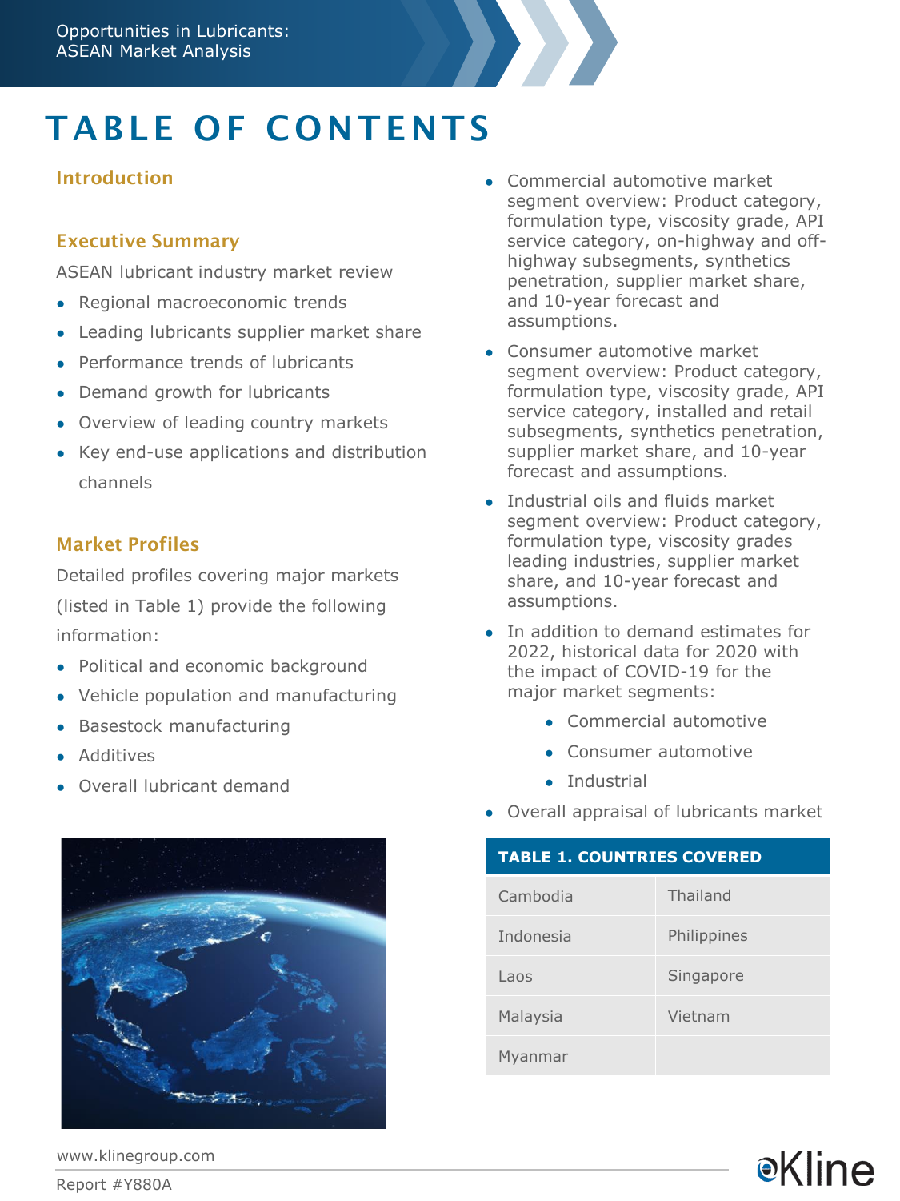# TABLE OF CONTENTS

## Introduction

## Executive Summary

ASEAN lubricant industry market review

- Regional macroeconomic trends
- Leading lubricants supplier market share
- Performance trends of lubricants
- Demand growth for lubricants
- Overview of leading country markets
- Key end-use applications and distribution channels

## Market Profiles

Detailed profiles covering major markets (listed in Table 1) provide the following information:

- Political and economic background
- Vehicle population and manufacturing
- Basestock manufacturing
- Additives
- Overall lubricant demand
- Commercial automotive market segment overview: Product category, formulation type, viscosity grade, API service category, on-highway and off-highway subsegments, synthetics penetration, supplier market share, and 10-year forecast and assumptions.
- Consumer automotive market segment overview: Product category, formulation type, viscosity grade, API service category, installed and retail subsegments, synthetics penetration, supplier market share, and 10-year forecast and assumptions.
- Industrial oils and fluids market segment overview: Product category, formulation type, viscosity grades leading industries, supplier market share, and 10-year forecast and assumptions.
- In addition to demand estimates for 2022, historical data for 2020 with the impact of COVID-19 for the major market segments:
  - Commercial automotive
  - Consumer automotive
  - Industrial
- Overall appraisal of lubricants market

| TABLE 1. COUNTRIES COVERED | |
|---|---|
| Cambodia | Thailand |
| Indonesia | Philippines |
| Laos | Singapore |
| Malaysia | Vietnam |
| Myanmar | |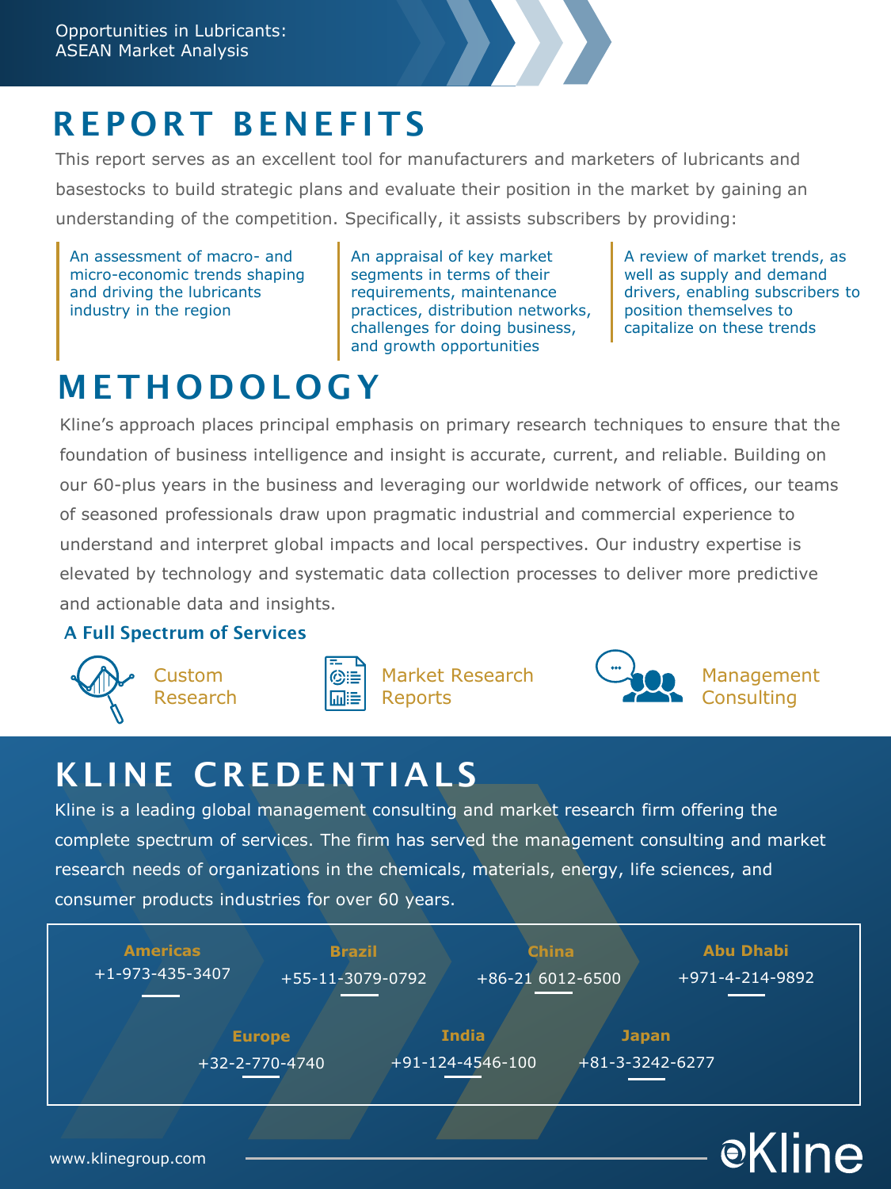# REPORT BENEFITS

This report serves as an excellent tool for manufacturers and marketers of lubricants and basestocks to build strategic plans and evaluate their position in the market by gaining an understanding of the competition. Specifically, it assists subscribers by providing:

- An assessment of macro- and micro-economic trends shaping and driving the lubricants industry in the region
- An appraisal of key market segments in terms of their requirements, maintenance practices, distribution networks, challenges for doing business, and growth opportunities
- A review of market trends, as well as supply and demand drivers, enabling subscribers to position themselves to capitalize on these trends

# METHODOLOGY

Kline's approach places principal emphasis on primary research techniques to ensure that the foundation of business intelligence and insight is accurate, current, and reliable. Building on our 60-plus years in the business and leveraging our worldwide network of offices, our teams of seasoned professionals draw upon pragmatic industrial and commercial experience to understand and interpret global impacts and local perspectives. Our industry expertise is elevated by technology and systematic data collection processes to deliver more predictive and actionable data and insights.

## A Full Spectrum of Services

- Custom Research
- Market Research Reports
- Management Consulting

# KLINE CREDENTIALS

Kline is a leading global management consulting and market research firm offering the complete spectrum of services. The firm has served the management consulting and market research needs of organizations in the chemicals, materials, energy, life sciences, and consumer products industries for over 60 years.

**Americas**
+1-973-435-3407

**Brazil**
+55-11-3079-0792

**China**
+86-21 6012-6500

**Abu Dhabi**
+971-4-214-9892

**Europe**
+32-2-770-4740

**India**
+91-124-4546-100

**Japan**
+81-3-3242-6277

www.klinegroup.com

Kline